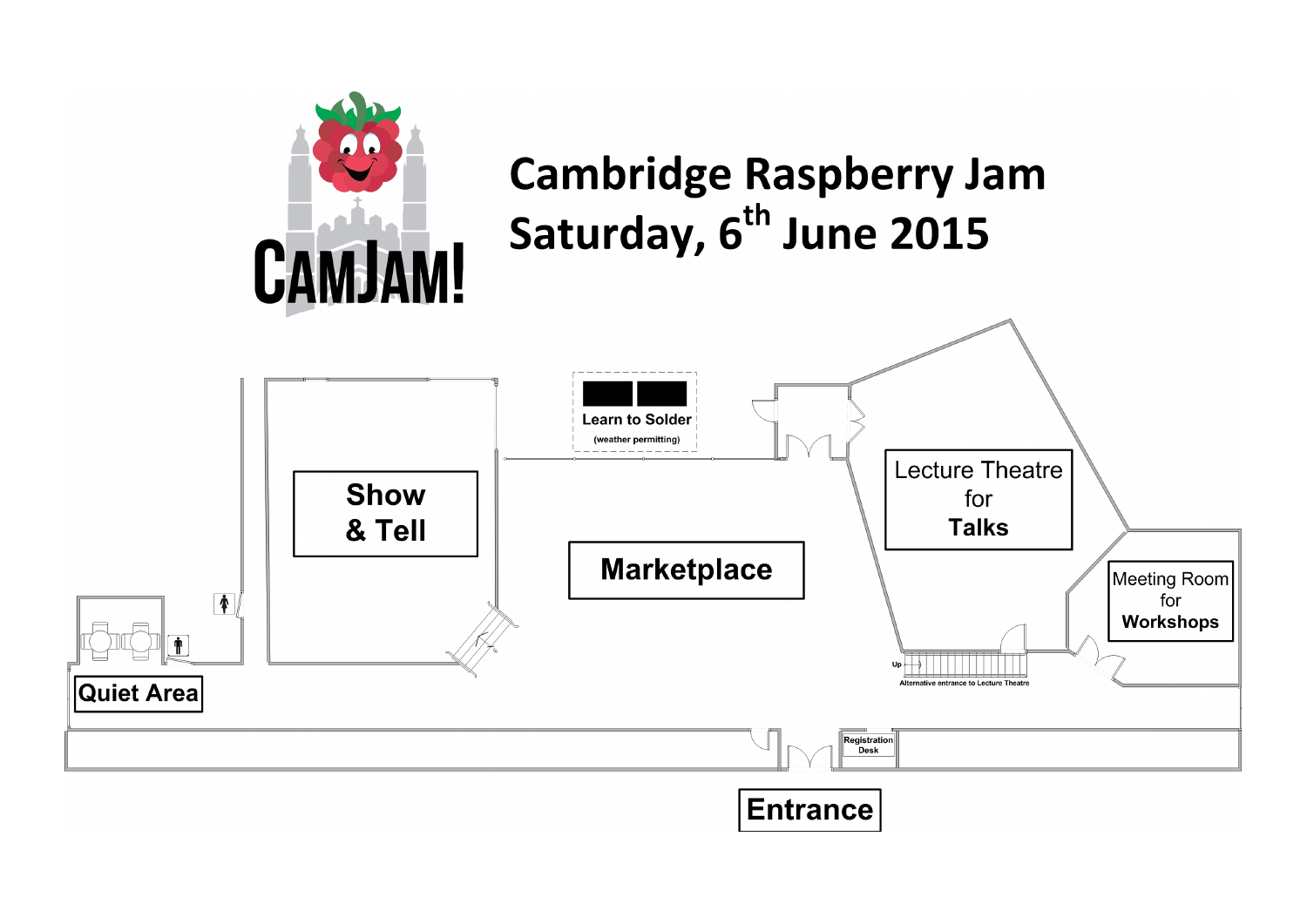# Cambridge Raspberry Jam

## Saturday, 6th June 2015

CAMJAM!

Learn to Solder
(weather permitting)

Show & Tell

Marketplace

Lecture Theatre for Talks

Meeting Room for Workshops

Quiet Area

Up

Alternative entrance to Lecture Theatre

Registration Desk

Entrance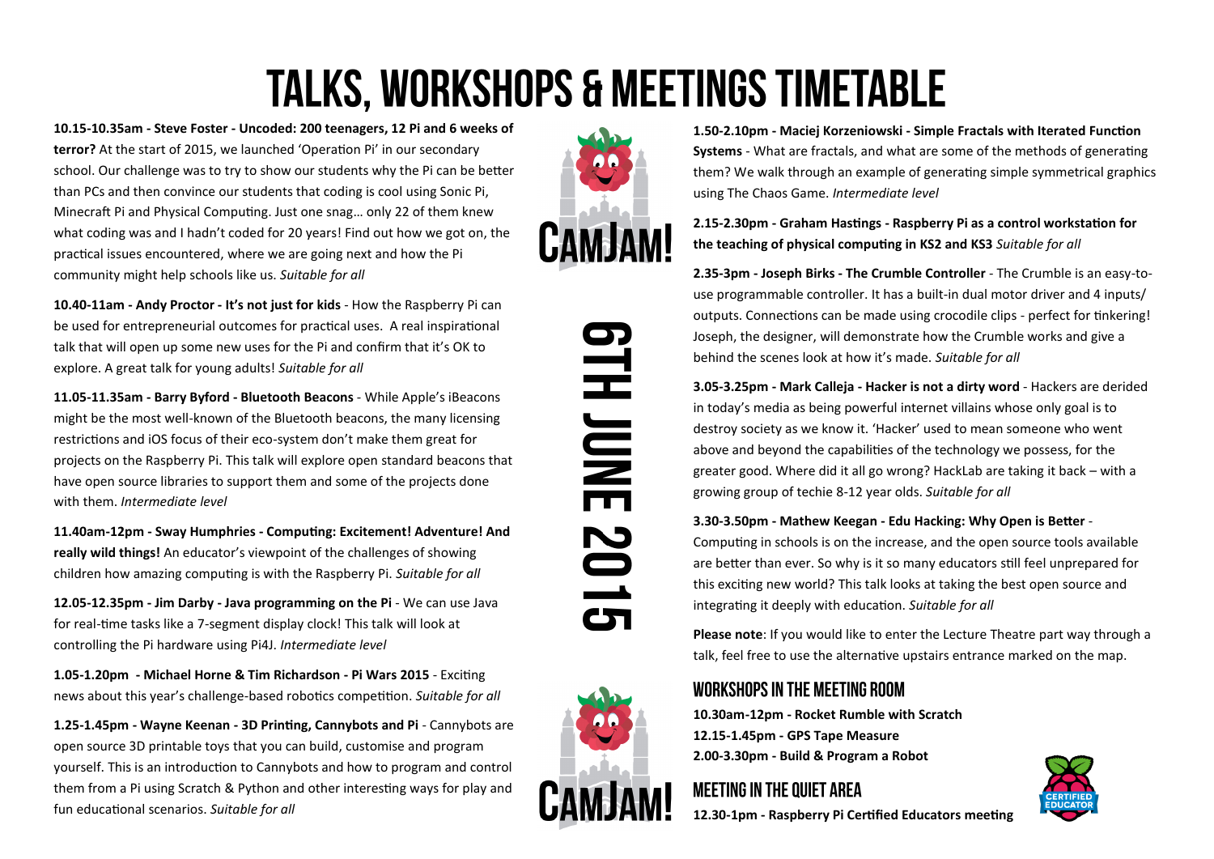# TALKS, WORKSHOPS & MEETINGS TIMETABLE

CamJam!

6th June 2015

**10.15-10.35am - Steve Foster - Uncoded: 200 teenagers, 12 Pi and 6 weeks of terror?** At the start of 2015, we launched 'Operation Pi' in our secondary school. Our challenge was to try to show our students why the Pi can be better than PCs and then convince our students that coding is cool using Sonic Pi, Minecraft Pi and Physical Computing. Just one snag… only 22 of them knew what coding was and I hadn't coded for 20 years! Find out how we got on, the practical issues encountered, where we are going next and how the Pi community might help schools like us. *Suitable for all*

**10.40-11am - Andy Proctor - It's not just for kids** - How the Raspberry Pi can be used for entrepreneurial outcomes for practical uses. A real inspirational talk that will open up some new uses for the Pi and confirm that it's OK to explore. A great talk for young adults! *Suitable for all*

**11.05-11.35am - Barry Byford - Bluetooth Beacons** - While Apple's iBeacons might be the most well-known of the Bluetooth beacons, the many licensing restrictions and iOS focus of their eco-system don't make them great for projects on the Raspberry Pi. This talk will explore open standard beacons that have open source libraries to support them and some of the projects done with them. *Intermediate level*

**11.40am-12pm - Sway Humphries - Computing: Excitement! Adventure! And really wild things!** An educator's viewpoint of the challenges of showing children how amazing computing is with the Raspberry Pi. *Suitable for all*

**12.05-12.35pm - Jim Darby - Java programming on the Pi** - We can use Java for real-time tasks like a 7-segment display clock! This talk will look at controlling the Pi hardware using Pi4J. *Intermediate level*

**1.05-1.20pm - Michael Horne & Tim Richardson - Pi Wars 2015** - Exciting news about this year's challenge-based robotics competition. *Suitable for all*

**1.25-1.45pm - Wayne Keenan - 3D Printing, Cannybots and Pi** - Cannybots are open source 3D printable toys that you can build, customise and program yourself. This is an introduction to Cannybots and how to program and control them from a Pi using Scratch & Python and other interesting ways for play and fun educational scenarios. *Suitable for all*

**1.50-2.10pm - Maciej Korzeniowski - Simple Fractals with Iterated Function Systems** - What are fractals, and what are some of the methods of generating them? We walk through an example of generating simple symmetrical graphics using The Chaos Game. *Intermediate level*

**2.15-2.30pm - Graham Hastings - Raspberry Pi as a control workstation for the teaching of physical computing in KS2 and KS3** *Suitable for all*

**2.35-3pm - Joseph Birks - The Crumble Controller** - The Crumble is an easy-to-use programmable controller. It has a built-in dual motor driver and 4 inputs/outputs. Connections can be made using crocodile clips - perfect for tinkering! Joseph, the designer, will demonstrate how the Crumble works and give a behind the scenes look at how it's made. *Suitable for all*

**3.05-3.25pm - Mark Calleja - Hacker is not a dirty word** - Hackers are derided in today's media as being powerful internet villains whose only goal is to destroy society as we know it. 'Hacker' used to mean someone who went above and beyond the capabilities of the technology we possess, for the greater good. Where did it all go wrong? HackLab are taking it back – with a growing group of techie 8-12 year olds. *Suitable for all*

**3.30-3.50pm - Mathew Keegan - Edu Hacking: Why Open is Better** - Computing in schools is on the increase, and the open source tools available are better than ever. So why is it so many educators still feel unprepared for this exciting new world? This talk looks at taking the best open source and integrating it deeply with education. *Suitable for all*

**Please note**: If you would like to enter the Lecture Theatre part way through a talk, feel free to use the alternative upstairs entrance marked on the map.

## Workshops in the Meeting Room

**10.30am-12pm - Rocket Rumble with Scratch**
**12.15-1.45pm - GPS Tape Measure**
**2.00-3.30pm - Build & Program a Robot**

## Meeting in the Quiet Area

**12.30-1pm - Raspberry Pi Certified Educators meeting**

CamJam!

CERTIFIED EDUCATOR